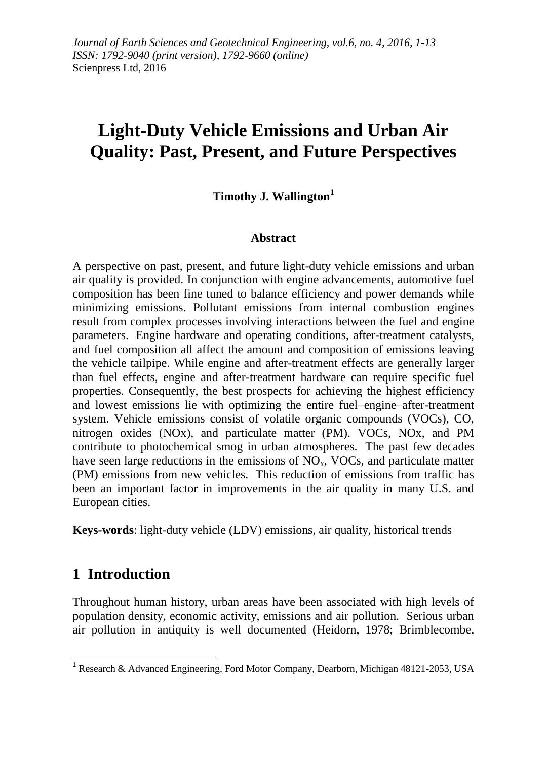*Journal of Earth Sciences and Geotechnical Engineering, vol.6, no. 4, 2016, 1-13*
*ISSN: 1792-9040 (print version), 1792-9660 (online)*
Scienpress Ltd, 2016

# Light-Duty Vehicle Emissions and Urban Air Quality: Past, Present, and Future Perspectives

**Timothy J. Wallington[1]**

### Abstract

A perspective on past, present, and future light-duty vehicle emissions and urban air quality is provided. In conjunction with engine advancements, automotive fuel composition has been fine tuned to balance efficiency and power demands while minimizing emissions. Pollutant emissions from internal combustion engines result from complex processes involving interactions between the fuel and engine parameters. Engine hardware and operating conditions, after-treatment catalysts, and fuel composition all affect the amount and composition of emissions leaving the vehicle tailpipe. While engine and after-treatment effects are generally larger than fuel effects, engine and after-treatment hardware can require specific fuel properties. Consequently, the best prospects for achieving the highest efficiency and lowest emissions lie with optimizing the entire fuel–engine–after-treatment system. Vehicle emissions consist of volatile organic compounds (VOCs), CO, nitrogen oxides (NOx), and particulate matter (PM). VOCs, NOx, and PM contribute to photochemical smog in urban atmospheres. The past few decades have seen large reductions in the emissions of $NO_x$, VOCs, and particulate matter (PM) emissions from new vehicles. This reduction of emissions from traffic has been an important factor in improvements in the air quality in many U.S. and European cities.

**Keys-words**: light-duty vehicle (LDV) emissions, air quality, historical trends

## 1 Introduction

Throughout human history, urban areas have been associated with high levels of population density, economic activity, emissions and air pollution. Serious urban air pollution in antiquity is well documented (Heidorn, 1978; Brimblecombe,

[1] Research & Advanced Engineering, Ford Motor Company, Dearborn, Michigan 48121-2053, USA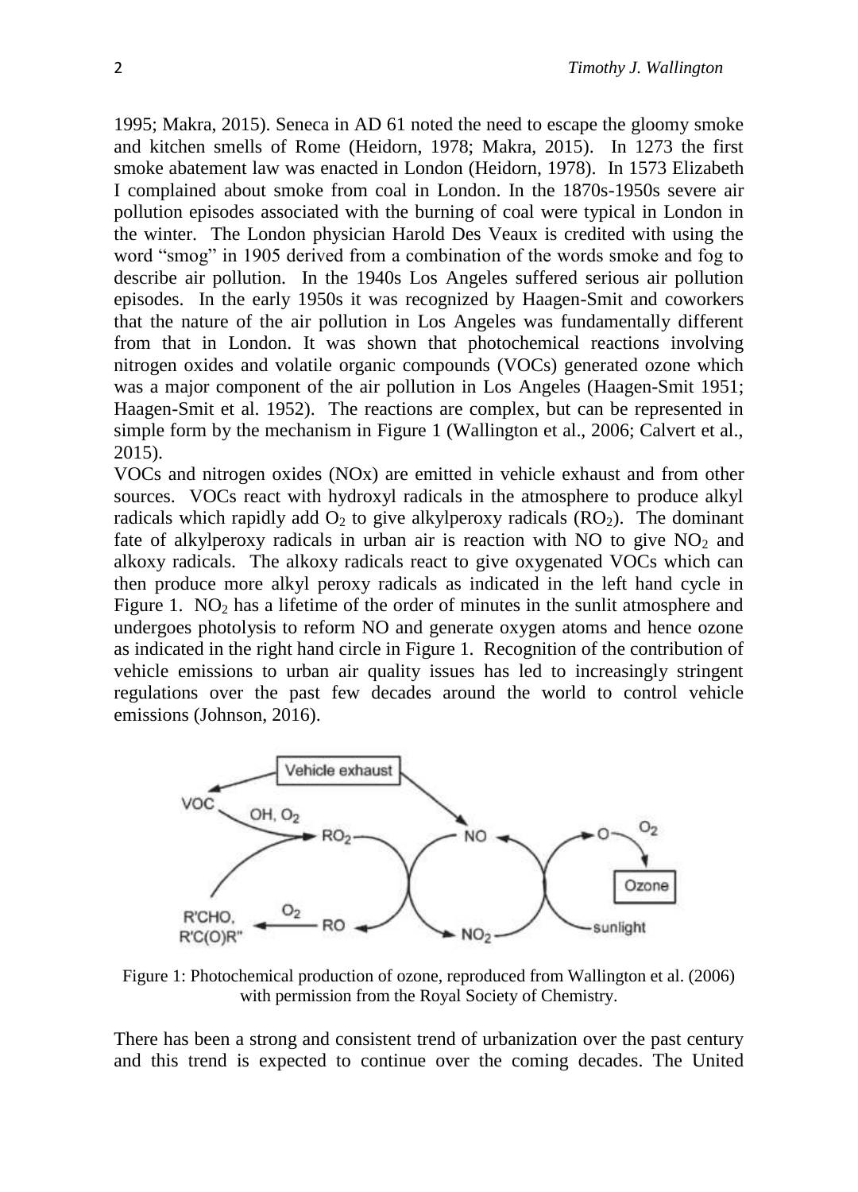1995; Makra, 2015). Seneca in AD 61 noted the need to escape the gloomy smoke and kitchen smells of Rome (Heidorn, 1978; Makra, 2015). In 1273 the first smoke abatement law was enacted in London (Heidorn, 1978). In 1573 Elizabeth I complained about smoke from coal in London. In the 1870s-1950s severe air pollution episodes associated with the burning of coal were typical in London in the winter. The London physician Harold Des Veaux is credited with using the word "smog" in 1905 derived from a combination of the words smoke and fog to describe air pollution. In the 1940s Los Angeles suffered serious air pollution episodes. In the early 1950s it was recognized by Haagen-Smit and coworkers that the nature of the air pollution in Los Angeles was fundamentally different from that in London. It was shown that photochemical reactions involving nitrogen oxides and volatile organic compounds (VOCs) generated ozone which was a major component of the air pollution in Los Angeles (Haagen-Smit 1951; Haagen-Smit et al. 1952). The reactions are complex, but can be represented in simple form by the mechanism in Figure 1 (Wallington et al., 2006; Calvert et al., 2015).

VOCs and nitrogen oxides (NOx) are emitted in vehicle exhaust and from other sources. VOCs react with hydroxyl radicals in the atmosphere to produce alkyl radicals which rapidly add $O_2$ to give alkylperoxy radicals ($RO_2$). The dominant fate of alkylperoxy radicals in urban air is reaction with NO to give $NO_2$ and alkoxy radicals. The alkoxy radicals react to give oxygenated VOCs which can then produce more alkyl peroxy radicals as indicated in the left hand cycle in Figure 1. $NO_2$ has a lifetime of the order of minutes in the sunlit atmosphere and undergoes photolysis to reform NO and generate oxygen atoms and hence ozone as indicated in the right hand circle in Figure 1. Recognition of the contribution of vehicle emissions to urban air quality issues has led to increasingly stringent regulations over the past few decades around the world to control vehicle emissions (Johnson, 2016).

Figure 1: Photochemical production of ozone, reproduced from Wallington et al. (2006) with permission from the Royal Society of Chemistry.

There has been a strong and consistent trend of urbanization over the past century and this trend is expected to continue over the coming decades. The United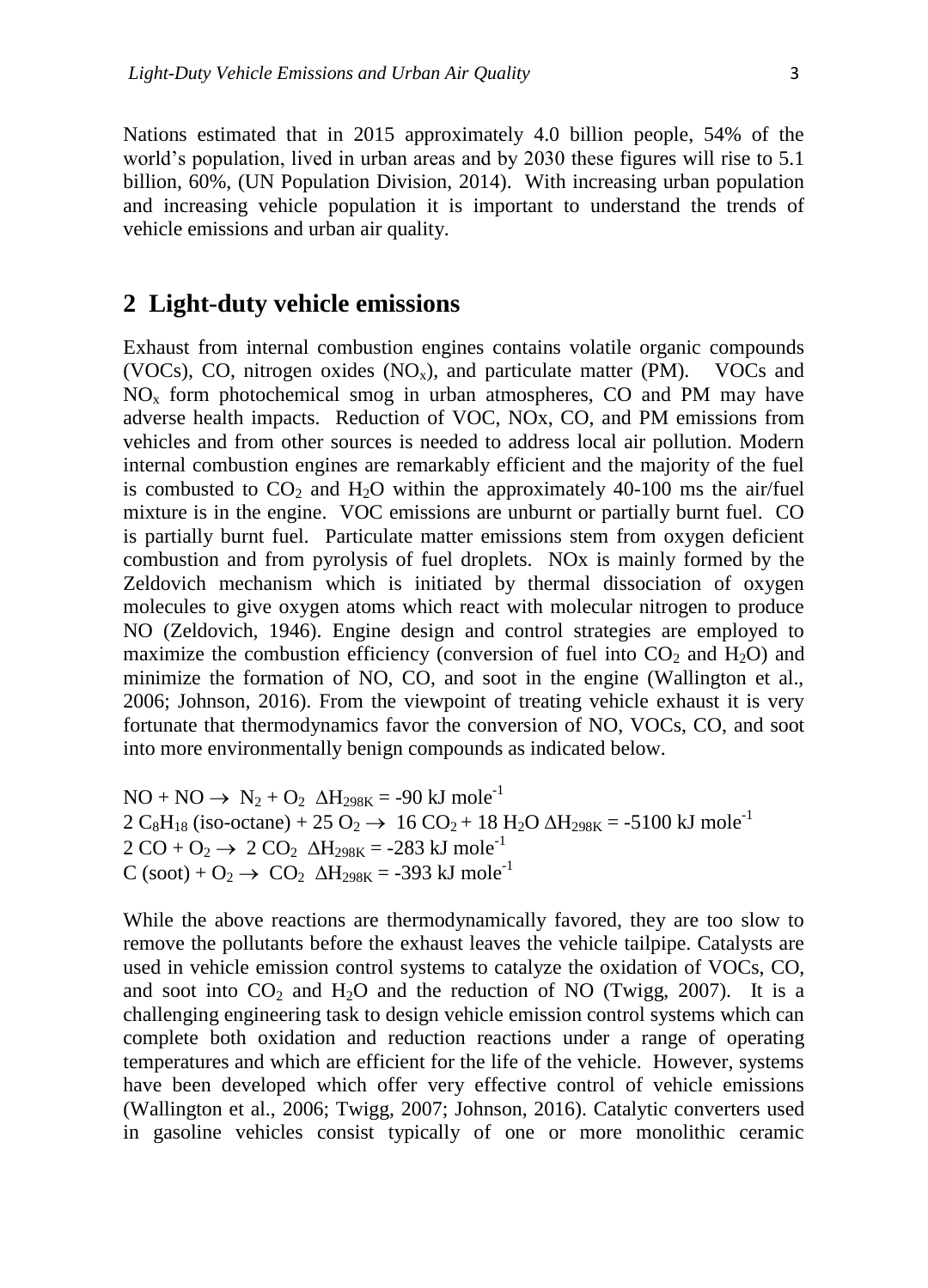Nations estimated that in 2015 approximately 4.0 billion people, 54% of the world's population, lived in urban areas and by 2030 these figures will rise to 5.1 billion, 60%, (UN Population Division, 2014). With increasing urban population and increasing vehicle population it is important to understand the trends of vehicle emissions and urban air quality.

## 2 Light-duty vehicle emissions

Exhaust from internal combustion engines contains volatile organic compounds (VOCs), CO, nitrogen oxides ($NO_x$), and particulate matter (PM). VOCs and $NO_x$ form photochemical smog in urban atmospheres, CO and PM may have adverse health impacts. Reduction of VOC, NOx, CO, and PM emissions from vehicles and from other sources is needed to address local air pollution. Modern internal combustion engines are remarkably efficient and the majority of the fuel is combusted to $CO_2$ and $H_2O$ within the approximately 40-100 ms the air/fuel mixture is in the engine. VOC emissions are unburnt or partially burnt fuel. CO is partially burnt fuel. Particulate matter emissions stem from oxygen deficient combustion and from pyrolysis of fuel droplets. NOx is mainly formed by the Zeldovich mechanism which is initiated by thermal dissociation of oxygen molecules to give oxygen atoms which react with molecular nitrogen to produce NO (Zeldovich, 1946). Engine design and control strategies are employed to maximize the combustion efficiency (conversion of fuel into $CO_2$ and $H_2O$) and minimize the formation of NO, CO, and soot in the engine (Wallington et al., 2006; Johnson, 2016). From the viewpoint of treating vehicle exhaust it is very fortunate that thermodynamics favor the conversion of NO, VOCs, CO, and soot into more environmentally benign compounds as indicated below.

$NO + NO \rightarrow N_2 + O_2 \quad \Delta H_{298K} = -90 \text{ kJ mole}^{-1}$

$2\ C_8H_{18}$ (iso-octane) $+ 25\ O_2 \rightarrow 16\ CO_2 + 18\ H_2O \quad \Delta H_{298K} = -5100 \text{ kJ mole}^{-1}$

$2\ CO + O_2 \rightarrow 2\ CO_2 \quad \Delta H_{298K} = -283 \text{ kJ mole}^{-1}$

C (soot) $+ O_2 \rightarrow CO_2 \quad \Delta H_{298K} = -393 \text{ kJ mole}^{-1}$

While the above reactions are thermodynamically favored, they are too slow to remove the pollutants before the exhaust leaves the vehicle tailpipe. Catalysts are used in vehicle emission control systems to catalyze the oxidation of VOCs, CO, and soot into $CO_2$ and $H_2O$ and the reduction of NO (Twigg, 2007). It is a challenging engineering task to design vehicle emission control systems which can complete both oxidation and reduction reactions under a range of operating temperatures and which are efficient for the life of the vehicle. However, systems have been developed which offer very effective control of vehicle emissions (Wallington et al., 2006; Twigg, 2007; Johnson, 2016). Catalytic converters used in gasoline vehicles consist typically of one or more monolithic ceramic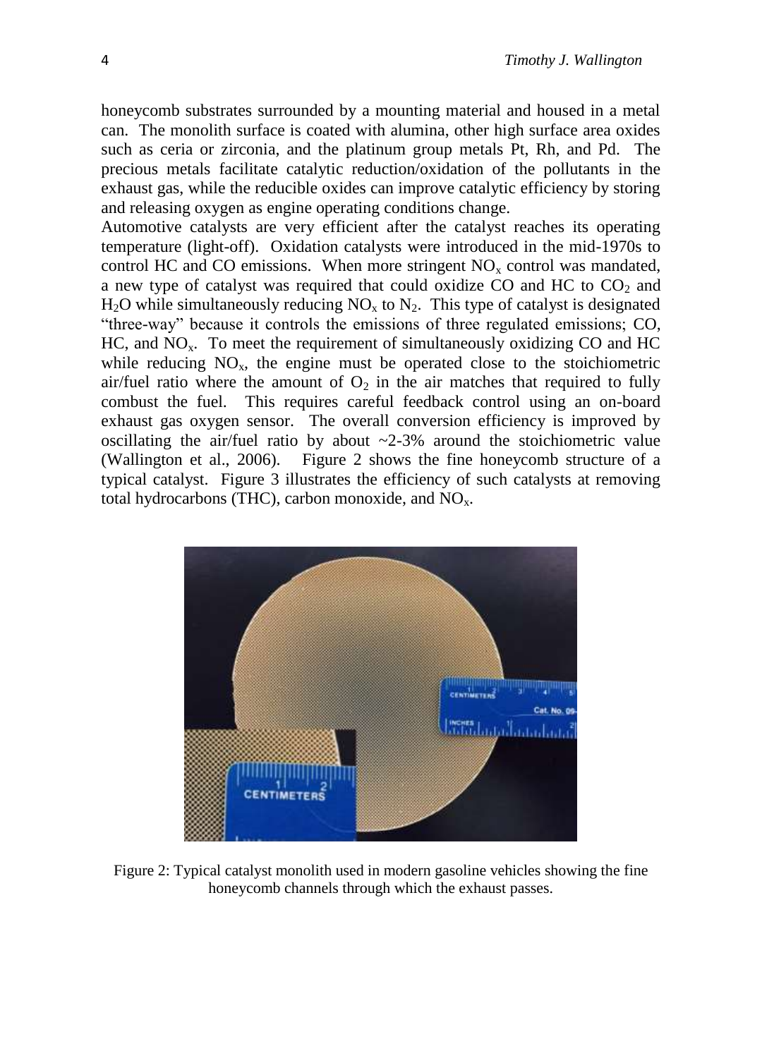honeycomb substrates surrounded by a mounting material and housed in a metal can. The monolith surface is coated with alumina, other high surface area oxides such as ceria or zirconia, and the platinum group metals Pt, Rh, and Pd. The precious metals facilitate catalytic reduction/oxidation of the pollutants in the exhaust gas, while the reducible oxides can improve catalytic efficiency by storing and releasing oxygen as engine operating conditions change.

Automotive catalysts are very efficient after the catalyst reaches its operating temperature (light-off). Oxidation catalysts were introduced in the mid-1970s to control HC and CO emissions. When more stringent $NO_x$ control was mandated, a new type of catalyst was required that could oxidize CO and HC to $CO_2$ and $H_2O$ while simultaneously reducing $NO_x$ to $N_2$. This type of catalyst is designated "three-way" because it controls the emissions of three regulated emissions; CO, HC, and $NO_x$. To meet the requirement of simultaneously oxidizing CO and HC while reducing $NO_x$, the engine must be operated close to the stoichiometric air/fuel ratio where the amount of $O_2$ in the air matches that required to fully combust the fuel. This requires careful feedback control using an on-board exhaust gas oxygen sensor. The overall conversion efficiency is improved by oscillating the air/fuel ratio by about ~2-3% around the stoichiometric value (Wallington et al., 2006). Figure 2 shows the fine honeycomb structure of a typical catalyst. Figure 3 illustrates the efficiency of such catalysts at removing total hydrocarbons (THC), carbon monoxide, and $NO_x$.

Figure 2: Typical catalyst monolith used in modern gasoline vehicles showing the fine honeycomb channels through which the exhaust passes.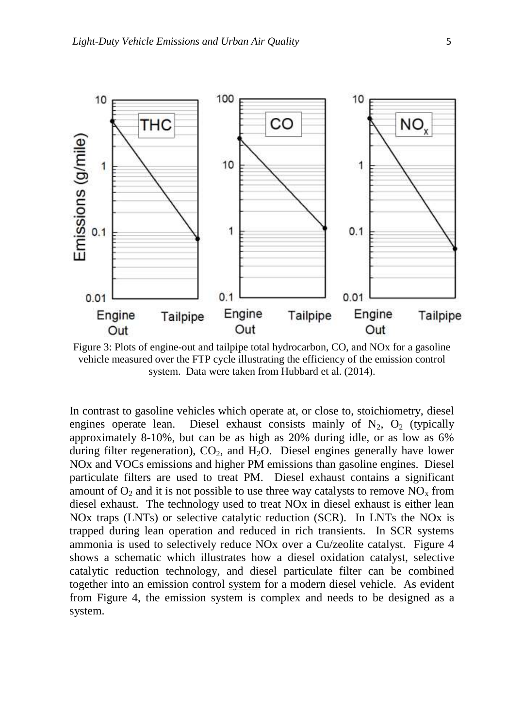Figure 3: Plots of engine-out and tailpipe total hydrocarbon, CO, and NOx for a gasoline vehicle measured over the FTP cycle illustrating the efficiency of the emission control system. Data were taken from Hubbard et al. (2014).

In contrast to gasoline vehicles which operate at, or close to, stoichiometry, diesel engines operate lean. Diesel exhaust consists mainly of $N_2$, $O_2$ (typically approximately 8-10%, but can be as high as 20% during idle, or as low as 6% during filter regeneration), $CO_2$, and $H_2O$. Diesel engines generally have lower NOx and VOCs emissions and higher PM emissions than gasoline engines. Diesel particulate filters are used to treat PM. Diesel exhaust contains a significant amount of $O_2$ and it is not possible to use three way catalysts to remove $NO_x$ from diesel exhaust. The technology used to treat NOx in diesel exhaust is either lean NOx traps (LNTs) or selective catalytic reduction (SCR). In LNTs the NOx is trapped during lean operation and reduced in rich transients. In SCR systems ammonia is used to selectively reduce NOx over a Cu/zeolite catalyst. Figure 4 shows a schematic which illustrates how a diesel oxidation catalyst, selective catalytic reduction technology, and diesel particulate filter can be combined together into an emission control system for a modern diesel vehicle. As evident from Figure 4, the emission system is complex and needs to be designed as a system.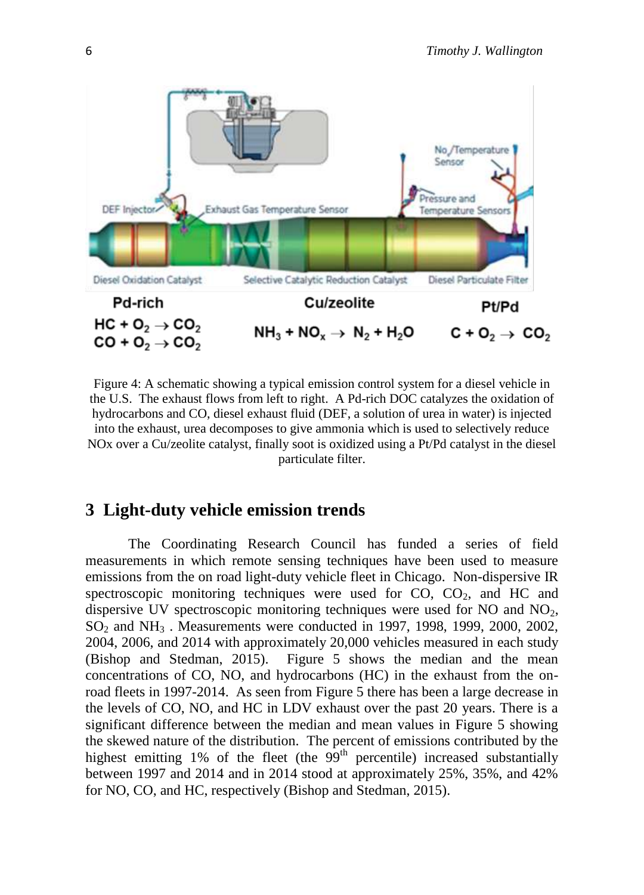Figure 4: A schematic showing a typical emission control system for a diesel vehicle in the U.S. The exhaust flows from left to right. A Pd-rich DOC catalyzes the oxidation of hydrocarbons and CO, diesel exhaust fluid (DEF, a solution of urea in water) is injected into the exhaust, urea decomposes to give ammonia which is used to selectively reduce NOx over a Cu/zeolite catalyst, finally soot is oxidized using a Pt/Pd catalyst in the diesel particulate filter.

## 3 Light-duty vehicle emission trends

The Coordinating Research Council has funded a series of field measurements in which remote sensing techniques have been used to measure emissions from the on road light-duty vehicle fleet in Chicago. Non-dispersive IR spectroscopic monitoring techniques were used for CO, $CO_2$, and HC and dispersive UV spectroscopic monitoring techniques were used for NO and $NO_2$, $SO_2$ and $NH_3$ . Measurements were conducted in 1997, 1998, 1999, 2000, 2002, 2004, 2006, and 2014 with approximately 20,000 vehicles measured in each study (Bishop and Stedman, 2015). Figure 5 shows the median and the mean concentrations of CO, NO, and hydrocarbons (HC) in the exhaust from the on-road fleets in 1997-2014. As seen from Figure 5 there has been a large decrease in the levels of CO, NO, and HC in LDV exhaust over the past 20 years. There is a significant difference between the median and mean values in Figure 5 showing the skewed nature of the distribution. The percent of emissions contributed by the highest emitting 1% of the fleet (the $99^{th}$ percentile) increased substantially between 1997 and 2014 and in 2014 stood at approximately 25%, 35%, and 42% for NO, CO, and HC, respectively (Bishop and Stedman, 2015).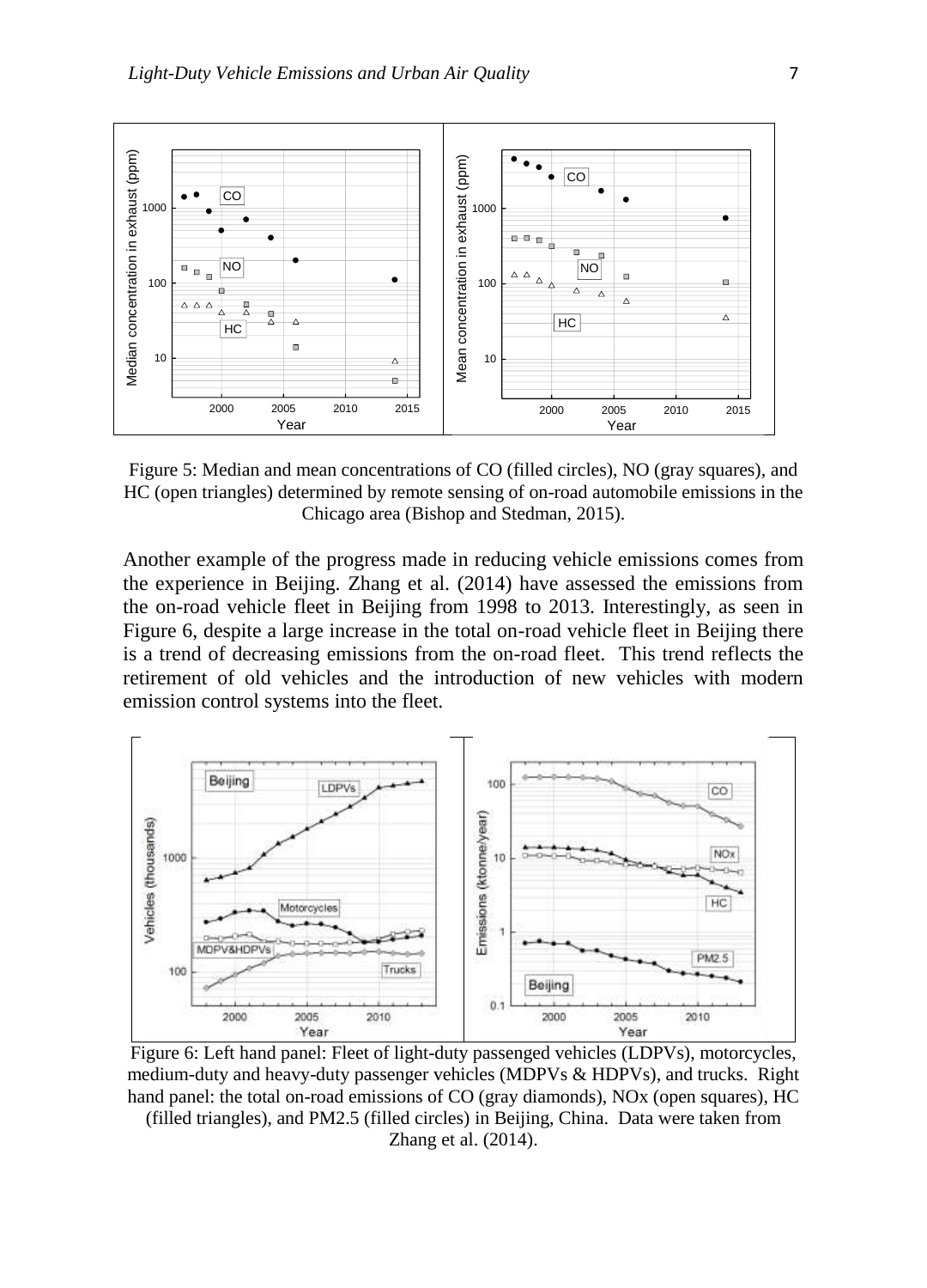Figure 5: Median and mean concentrations of CO (filled circles), NO (gray squares), and HC (open triangles) determined by remote sensing of on-road automobile emissions in the Chicago area (Bishop and Stedman, 2015).

Another example of the progress made in reducing vehicle emissions comes from the experience in Beijing. Zhang et al. (2014) have assessed the emissions from the on-road vehicle fleet in Beijing from 1998 to 2013. Interestingly, as seen in Figure 6, despite a large increase in the total on-road vehicle fleet in Beijing there is a trend of decreasing emissions from the on-road fleet. This trend reflects the retirement of old vehicles and the introduction of new vehicles with modern emission control systems into the fleet.

Figure 6: Left hand panel: Fleet of light-duty passenged vehicles (LDPVs), motorcycles, medium-duty and heavy-duty passenger vehicles (MDPVs & HDPVs), and trucks. Right hand panel: the total on-road emissions of CO (gray diamonds), NOx (open squares), HC (filled triangles), and PM2.5 (filled circles) in Beijing, China. Data were taken from Zhang et al. (2014).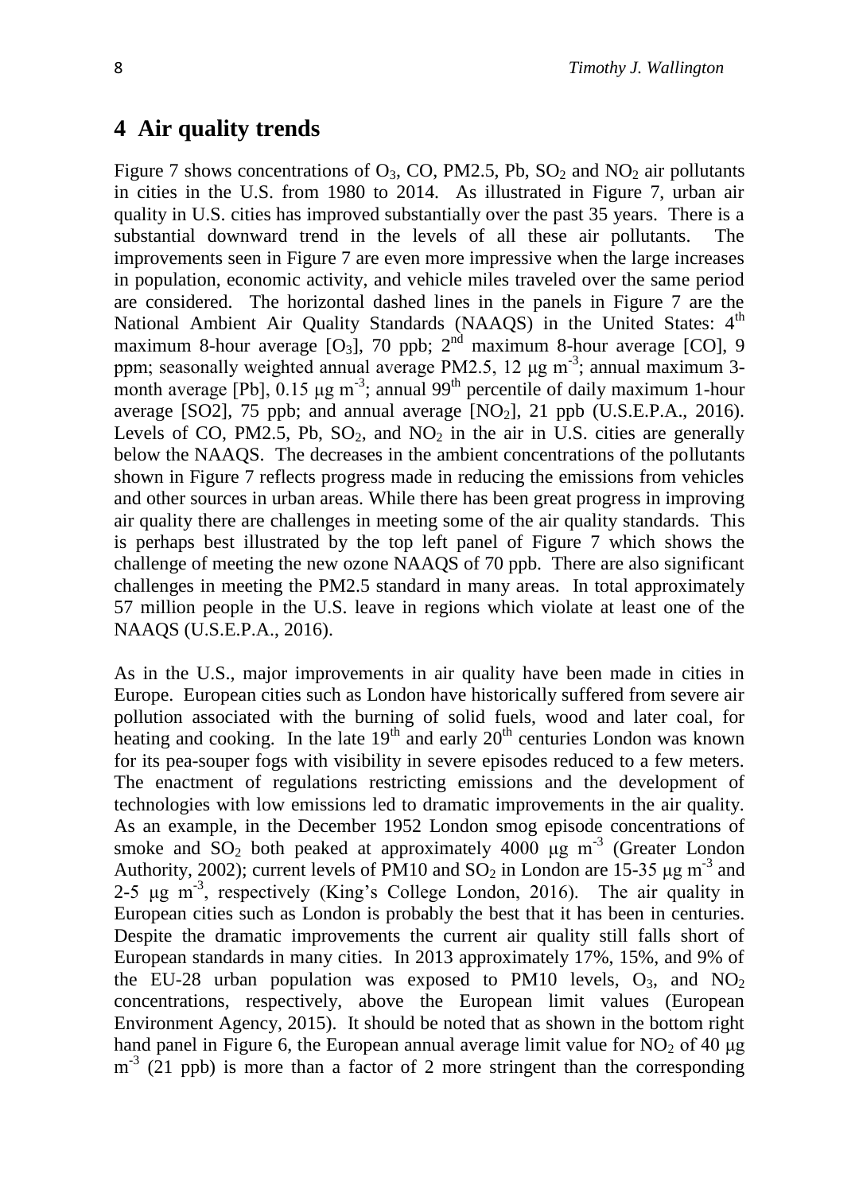## 4 Air quality trends

Figure 7 shows concentrations of $O_3$, CO, PM2.5, Pb, $SO_2$ and $NO_2$ air pollutants in cities in the U.S. from 1980 to 2014. As illustrated in Figure 7, urban air quality in U.S. cities has improved substantially over the past 35 years. There is a substantial downward trend in the levels of all these air pollutants. The improvements seen in Figure 7 are even more impressive when the large increases in population, economic activity, and vehicle miles traveled over the same period are considered. The horizontal dashed lines in the panels in Figure 7 are the National Ambient Air Quality Standards (NAAQS) in the United States: $4^{th}$ maximum 8-hour average [$O_3$], 70 ppb; $2^{nd}$ maximum 8-hour average [CO], 9 ppm; seasonally weighted annual average PM2.5, 12 μg $m^{-3}$; annual maximum 3-month average [Pb], 0.15 μg $m^{-3}$; annual $99^{th}$ percentile of daily maximum 1-hour average [SO2], 75 ppb; and annual average [$NO_2$], 21 ppb (U.S.E.P.A., 2016). Levels of CO, PM2.5, Pb, $SO_2$, and $NO_2$ in the air in U.S. cities are generally below the NAAQS. The decreases in the ambient concentrations of the pollutants shown in Figure 7 reflects progress made in reducing the emissions from vehicles and other sources in urban areas. While there has been great progress in improving air quality there are challenges in meeting some of the air quality standards. This is perhaps best illustrated by the top left panel of Figure 7 which shows the challenge of meeting the new ozone NAAQS of 70 ppb. There are also significant challenges in meeting the PM2.5 standard in many areas. In total approximately 57 million people in the U.S. leave in regions which violate at least one of the NAAQS (U.S.E.P.A., 2016).

As in the U.S., major improvements in air quality have been made in cities in Europe. European cities such as London have historically suffered from severe air pollution associated with the burning of solid fuels, wood and later coal, for heating and cooking. In the late $19^{th}$ and early $20^{th}$ centuries London was known for its pea-souper fogs with visibility in severe episodes reduced to a few meters. The enactment of regulations restricting emissions and the development of technologies with low emissions led to dramatic improvements in the air quality. As an example, in the December 1952 London smog episode concentrations of smoke and $SO_2$ both peaked at approximately 4000 μg $m^{-3}$ (Greater London Authority, 2002); current levels of PM10 and $SO_2$ in London are 15-35 μg $m^{-3}$ and 2-5 μg $m^{-3}$, respectively (King's College London, 2016). The air quality in European cities such as London is probably the best that it has been in centuries. Despite the dramatic improvements the current air quality still falls short of European standards in many cities. In 2013 approximately 17%, 15%, and 9% of the EU-28 urban population was exposed to PM10 levels, $O_3$, and $NO_2$ concentrations, respectively, above the European limit values (European Environment Agency, 2015). It should be noted that as shown in the bottom right hand panel in Figure 6, the European annual average limit value for $NO_2$ of 40 μg $m^{-3}$ (21 ppb) is more than a factor of 2 more stringent than the corresponding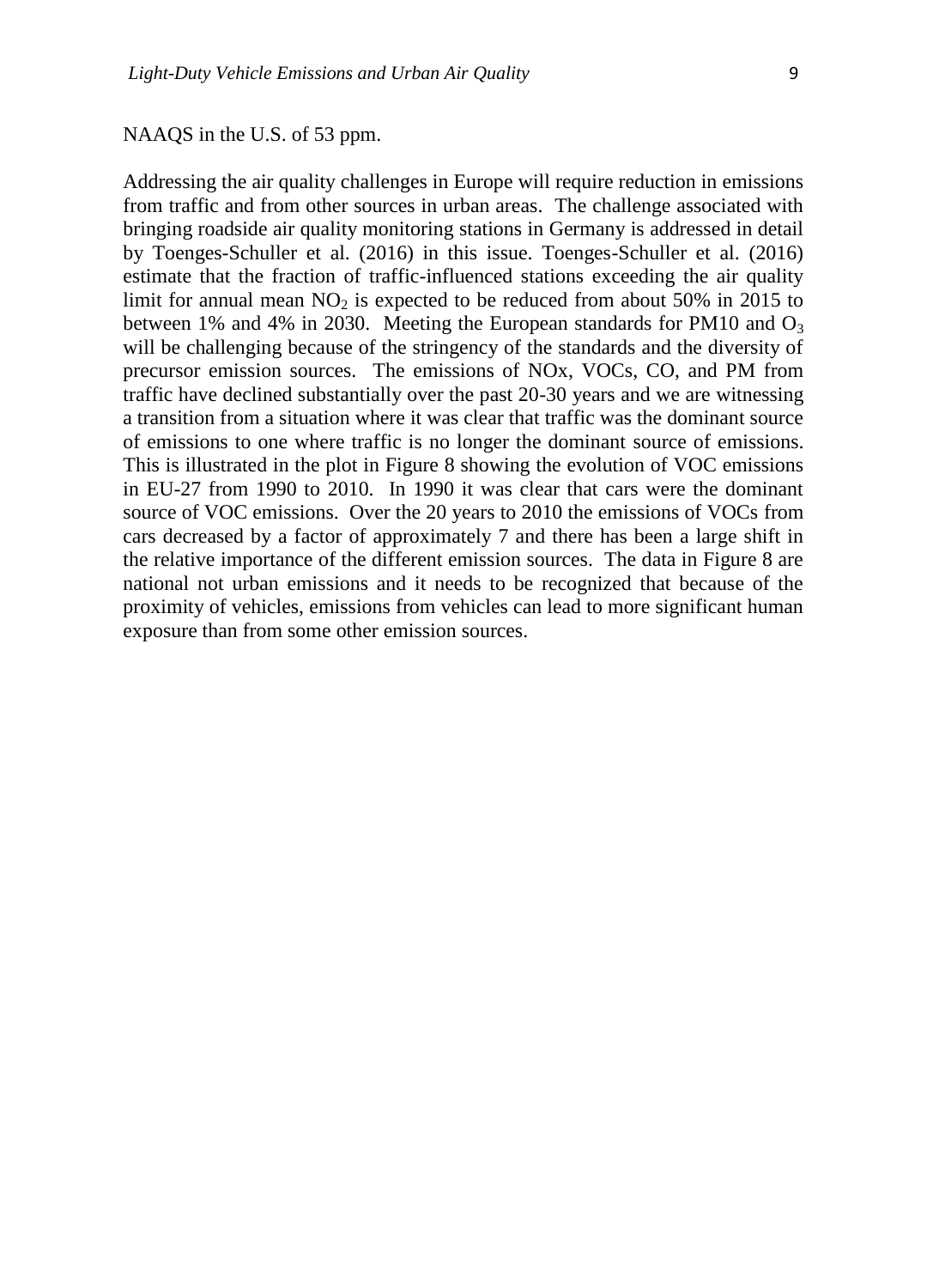NAAQS in the U.S. of 53 ppm.

Addressing the air quality challenges in Europe will require reduction in emissions from traffic and from other sources in urban areas. The challenge associated with bringing roadside air quality monitoring stations in Germany is addressed in detail by Toenges-Schuller et al. (2016) in this issue. Toenges-Schuller et al. (2016) estimate that the fraction of traffic-influenced stations exceeding the air quality limit for annual mean $NO_2$ is expected to be reduced from about 50% in 2015 to between 1% and 4% in 2030. Meeting the European standards for PM10 and $O_3$ will be challenging because of the stringency of the standards and the diversity of precursor emission sources. The emissions of NOx, VOCs, CO, and PM from traffic have declined substantially over the past 20-30 years and we are witnessing a transition from a situation where it was clear that traffic was the dominant source of emissions to one where traffic is no longer the dominant source of emissions. This is illustrated in the plot in Figure 8 showing the evolution of VOC emissions in EU-27 from 1990 to 2010. In 1990 it was clear that cars were the dominant source of VOC emissions. Over the 20 years to 2010 the emissions of VOCs from cars decreased by a factor of approximately 7 and there has been a large shift in the relative importance of the different emission sources. The data in Figure 8 are national not urban emissions and it needs to be recognized that because of the proximity of vehicles, emissions from vehicles can lead to more significant human exposure than from some other emission sources.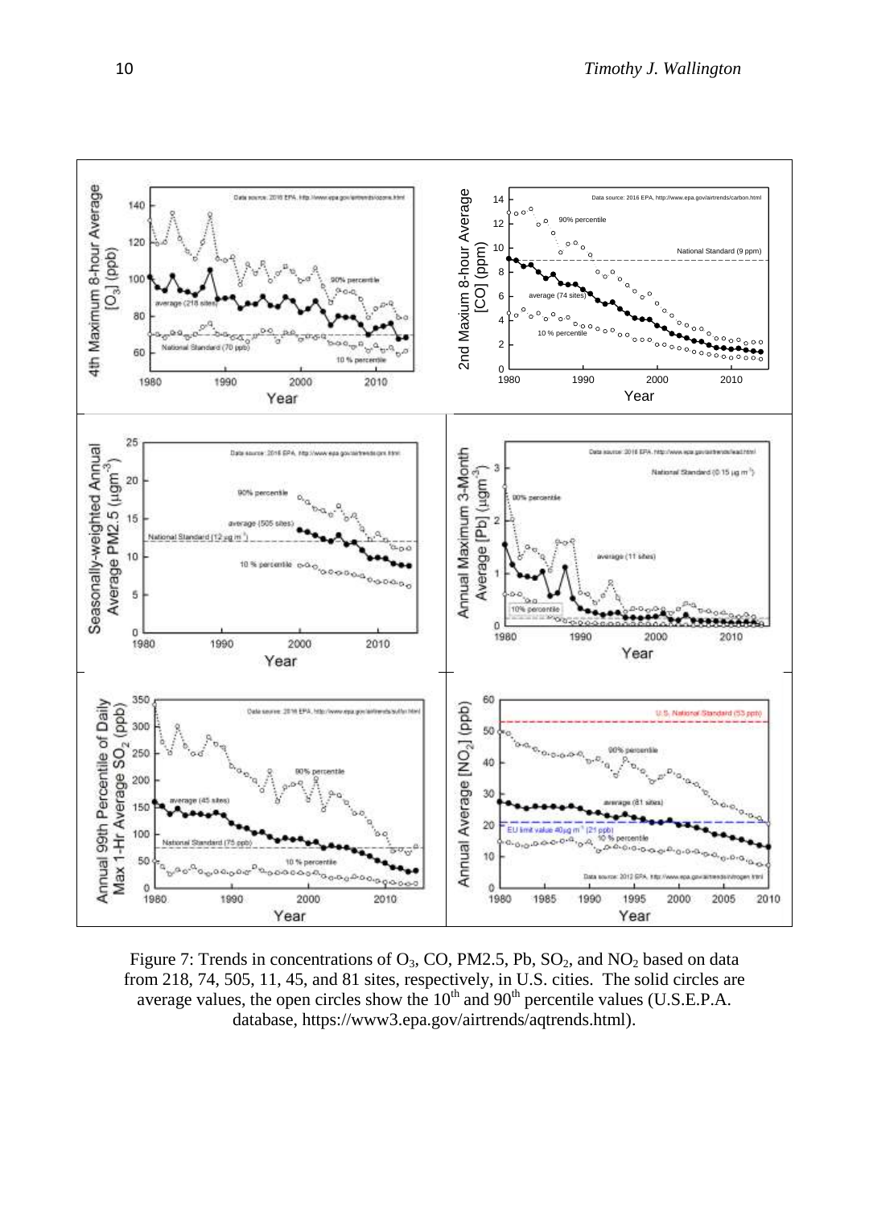Figure 7: Trends in concentrations of $O_3$, CO, PM2.5, Pb, $SO_2$, and $NO_2$ based on data from 218, 74, 505, 11, 45, and 81 sites, respectively, in U.S. cities. The solid circles are average values, the open circles show the $10^{th}$ and $90^{th}$ percentile values (U.S.E.P.A. database, https://www3.epa.gov/airtrends/aqtrends.html).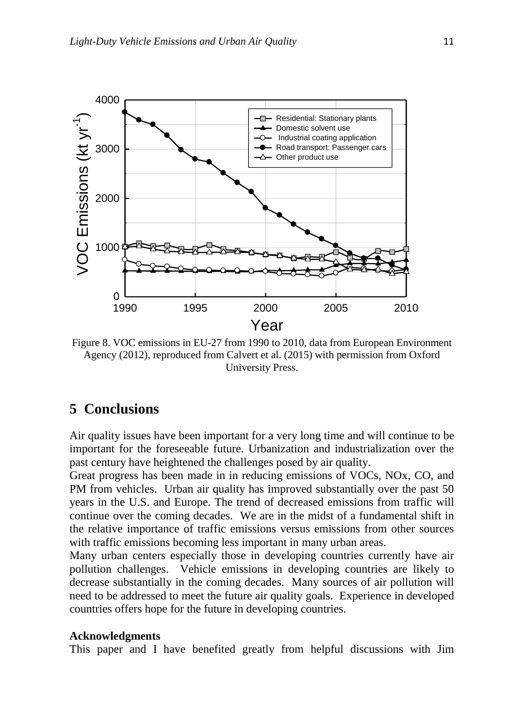Figure 8. VOC emissions in EU-27 from 1990 to 2010, data from European Environment Agency (2012), reproduced from Calvert et al. (2015) with permission from Oxford University Press.

## 5 Conclusions

Air quality issues have been important for a very long time and will continue to be important for the foreseeable future. Urbanization and industrialization over the past century have heightened the challenges posed by air quality.

Great progress has been made in in reducing emissions of VOCs, NOx, CO, and PM from vehicles. Urban air quality has improved substantially over the past 50 years in the U.S. and Europe. The trend of decreased emissions from traffic will continue over the coming decades. We are in the midst of a fundamental shift in the relative importance of traffic emissions versus emissions from other sources with traffic emissions becoming less important in many urban areas.

Many urban centers especially those in developing countries currently have air pollution challenges. Vehicle emissions in developing countries are likely to decrease substantially in the coming decades. Many sources of air pollution will need to be addressed to meet the future air quality goals. Experience in developed countries offers hope for the future in developing countries.

**Acknowledgments**

This paper and I have benefited greatly from helpful discussions with Jim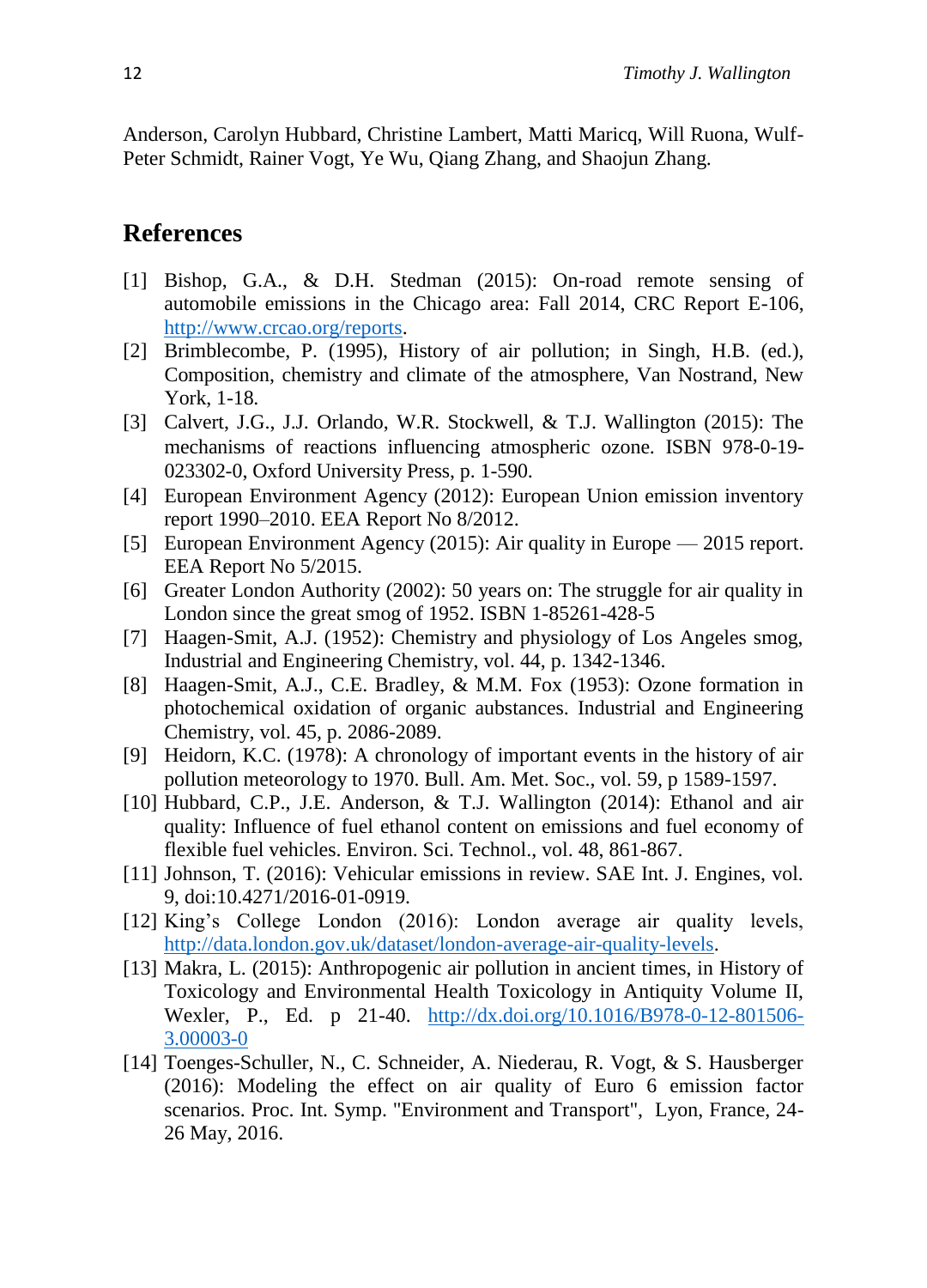Anderson, Carolyn Hubbard, Christine Lambert, Matti Maricq, Will Ruona, Wulf-Peter Schmidt, Rainer Vogt, Ye Wu, Qiang Zhang, and Shaojun Zhang.

## References

[1] Bishop, G.A., & D.H. Stedman (2015): On-road remote sensing of automobile emissions in the Chicago area: Fall 2014, CRC Report E-106, http://www.crcao.org/reports.

[2] Brimblecombe, P. (1995), History of air pollution; in Singh, H.B. (ed.), Composition, chemistry and climate of the atmosphere, Van Nostrand, New York, 1-18.

[3] Calvert, J.G., J.J. Orlando, W.R. Stockwell, & T.J. Wallington (2015): The mechanisms of reactions influencing atmospheric ozone. ISBN 978-0-19-023302-0, Oxford University Press, p. 1-590.

[4] European Environment Agency (2012): European Union emission inventory report 1990–2010. EEA Report No 8/2012.

[5] European Environment Agency (2015): Air quality in Europe — 2015 report. EEA Report No 5/2015.

[6] Greater London Authority (2002): 50 years on: The struggle for air quality in London since the great smog of 1952. ISBN 1-85261-428-5

[7] Haagen-Smit, A.J. (1952): Chemistry and physiology of Los Angeles smog, Industrial and Engineering Chemistry, vol. 44, p. 1342-1346.

[8] Haagen-Smit, A.J., C.E. Bradley, & M.M. Fox (1953): Ozone formation in photochemical oxidation of organic aubstances. Industrial and Engineering Chemistry, vol. 45, p. 2086-2089.

[9] Heidorn, K.C. (1978): A chronology of important events in the history of air pollution meteorology to 1970. Bull. Am. Met. Soc., vol. 59, p 1589-1597.

[10] Hubbard, C.P., J.E. Anderson, & T.J. Wallington (2014): Ethanol and air quality: Influence of fuel ethanol content on emissions and fuel economy of flexible fuel vehicles. Environ. Sci. Technol., vol. 48, 861-867.

[11] Johnson, T. (2016): Vehicular emissions in review. SAE Int. J. Engines, vol. 9, doi:10.4271/2016-01-0919.

[12] King's College London (2016): London average air quality levels, http://data.london.gov.uk/dataset/london-average-air-quality-levels.

[13] Makra, L. (2015): Anthropogenic air pollution in ancient times, in History of Toxicology and Environmental Health Toxicology in Antiquity Volume II, Wexler, P., Ed. p 21-40. http://dx.doi.org/10.1016/B978-0-12-801506-3.00003-0

[14] Toenges-Schuller, N., C. Schneider, A. Niederau, R. Vogt, & S. Hausberger (2016): Modeling the effect on air quality of Euro 6 emission factor scenarios. Proc. Int. Symp. "Environment and Transport", Lyon, France, 24-26 May, 2016.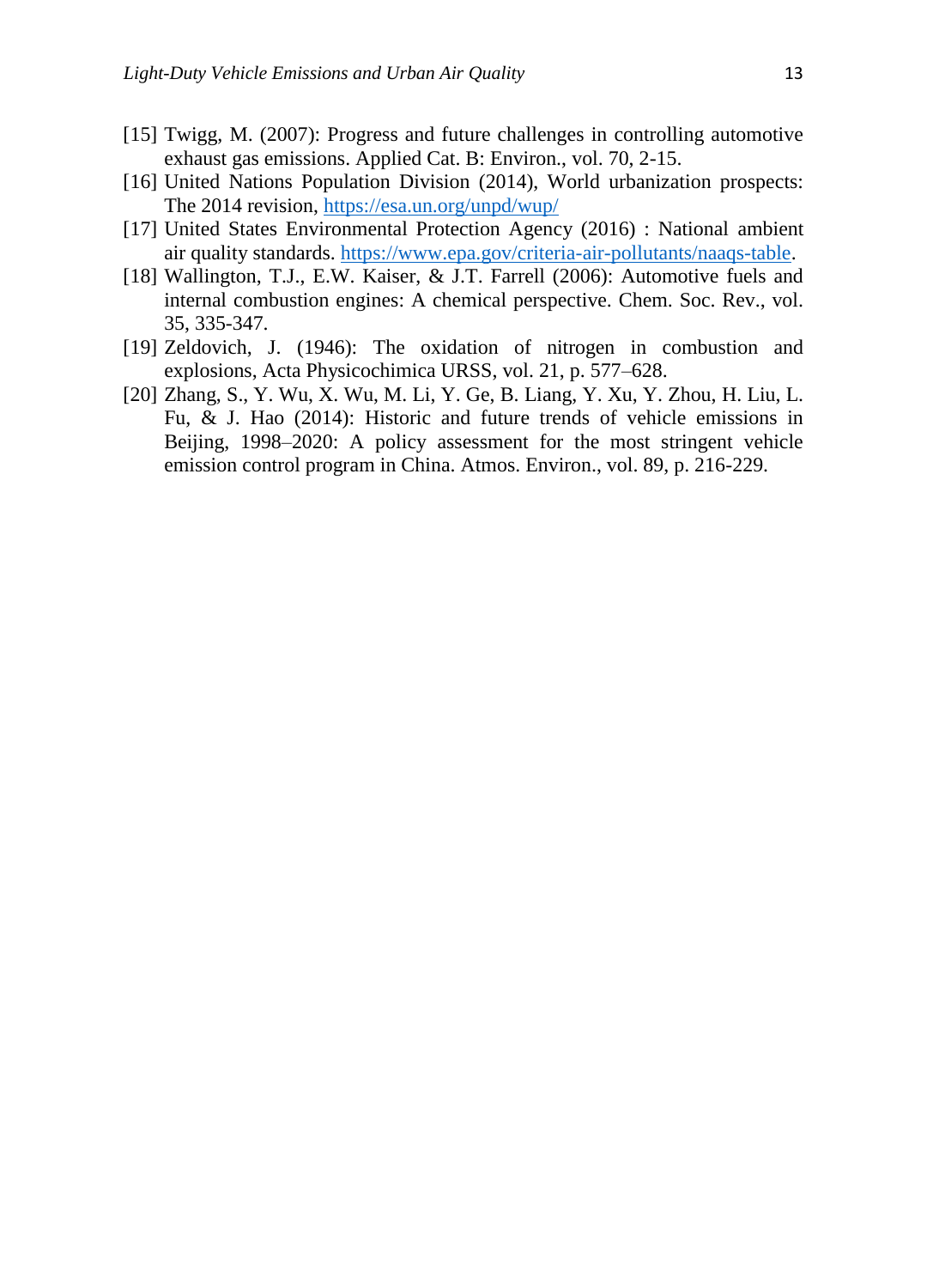[15] Twigg, M. (2007): Progress and future challenges in controlling automotive exhaust gas emissions. Applied Cat. B: Environ., vol. 70, 2-15.

[16] United Nations Population Division (2014), World urbanization prospects: The 2014 revision, https://esa.un.org/unpd/wup/

[17] United States Environmental Protection Agency (2016) : National ambient air quality standards. https://www.epa.gov/criteria-air-pollutants/naaqs-table.

[18] Wallington, T.J., E.W. Kaiser, & J.T. Farrell (2006): Automotive fuels and internal combustion engines: A chemical perspective. Chem. Soc. Rev., vol. 35, 335-347.

[19] Zeldovich, J. (1946): The oxidation of nitrogen in combustion and explosions, Acta Physicochimica URSS, vol. 21, p. 577–628.

[20] Zhang, S., Y. Wu, X. Wu, M. Li, Y. Ge, B. Liang, Y. Xu, Y. Zhou, H. Liu, L. Fu, & J. Hao (2014): Historic and future trends of vehicle emissions in Beijing, 1998–2020: A policy assessment for the most stringent vehicle emission control program in China. Atmos. Environ., vol. 89, p. 216-229.